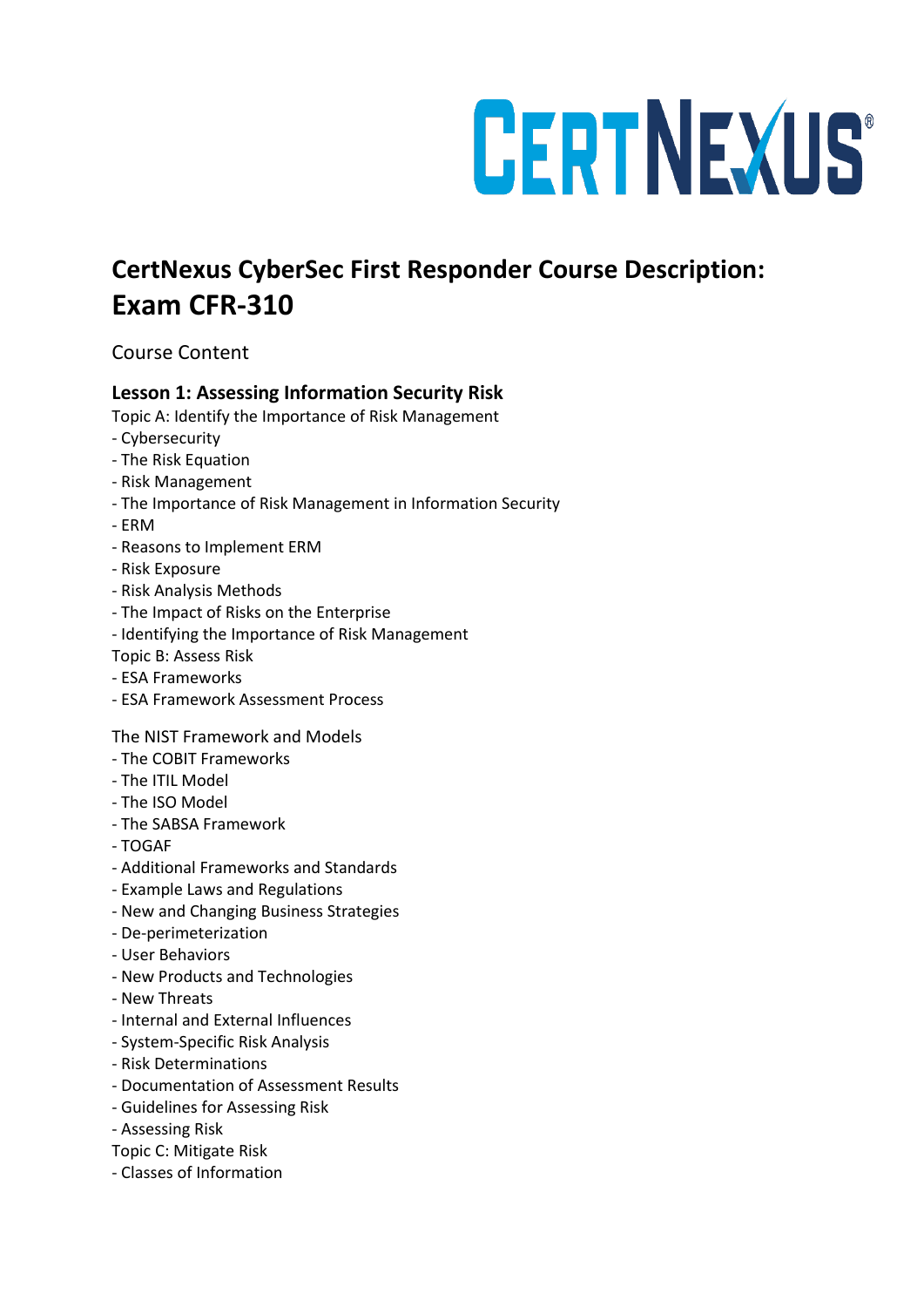# CertNexus CyberSec First Responder Course Description: Exam CFR-310

Course Content

## Lesson 1: Assessing Information Security Risk

Topic A: Identify the Importance of Risk Management

- Cybersecurity
- The Risk Equation
- Risk Management
- The Importance of Risk Management in Information Security
- ERM
- Reasons to Implement ERM
- Risk Exposure
- Risk Analysis Methods
- The Impact of Risks on the Enterprise
- Identifying the Importance of Risk Management

Topic B: Assess Risk

- ESA Frameworks
- ESA Framework Assessment Process

The NIST Framework and Models

- The COBIT Frameworks
- The ITIL Model
- The ISO Model
- The SABSA Framework
- TOGAF
- Additional Frameworks and Standards
- Example Laws and Regulations
- New and Changing Business Strategies
- De-perimeterization
- User Behaviors
- New Products and Technologies
- New Threats
- Internal and External Influences
- System-Specific Risk Analysis
- Risk Determinations
- Documentation of Assessment Results
- Guidelines for Assessing Risk
- Assessing Risk

Topic C: Mitigate Risk

- Classes of Information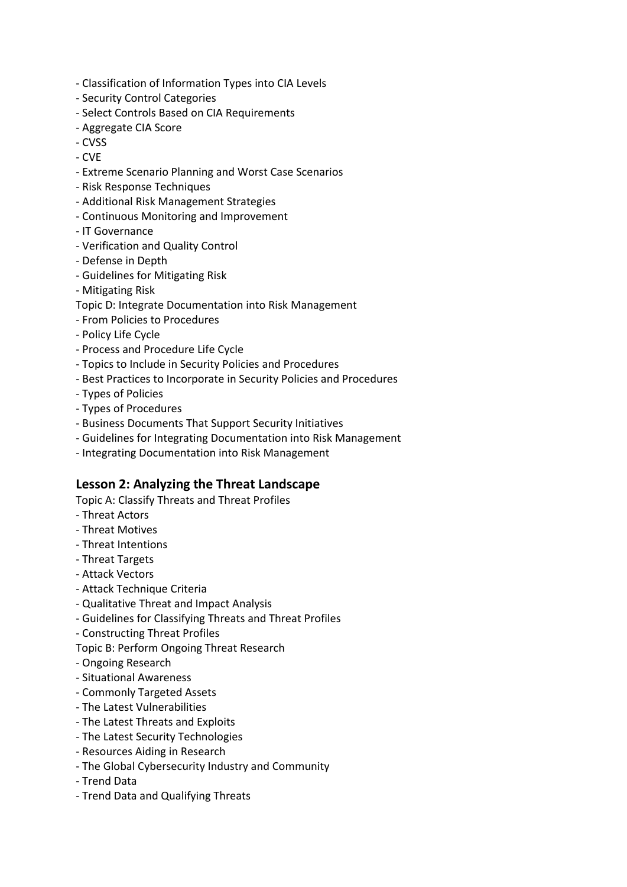- Classification of Information Types into CIA Levels
- Security Control Categories
- Select Controls Based on CIA Requirements
- Aggregate CIA Score
- CVSS
- CVE
- Extreme Scenario Planning and Worst Case Scenarios
- Risk Response Techniques
- Additional Risk Management Strategies
- Continuous Monitoring and Improvement
- IT Governance
- Verification and Quality Control
- Defense in Depth
- Guidelines for Mitigating Risk
- Mitigating Risk

Topic D: Integrate Documentation into Risk Management

- From Policies to Procedures
- Policy Life Cycle
- Process and Procedure Life Cycle
- Topics to Include in Security Policies and Procedures
- Best Practices to Incorporate in Security Policies and Procedures
- Types of Policies
- Types of Procedures
- Business Documents That Support Security Initiatives
- Guidelines for Integrating Documentation into Risk Management
- Integrating Documentation into Risk Management

## Lesson 2: Analyzing the Threat Landscape

Topic A: Classify Threats and Threat Profiles

- Threat Actors
- Threat Motives
- Threat Intentions
- Threat Targets
- Attack Vectors
- Attack Technique Criteria
- Qualitative Threat and Impact Analysis
- Guidelines for Classifying Threats and Threat Profiles
- Constructing Threat Profiles

Topic B: Perform Ongoing Threat Research

- Ongoing Research
- Situational Awareness
- Commonly Targeted Assets
- The Latest Vulnerabilities
- The Latest Threats and Exploits
- The Latest Security Technologies
- Resources Aiding in Research
- The Global Cybersecurity Industry and Community
- Trend Data
- Trend Data and Qualifying Threats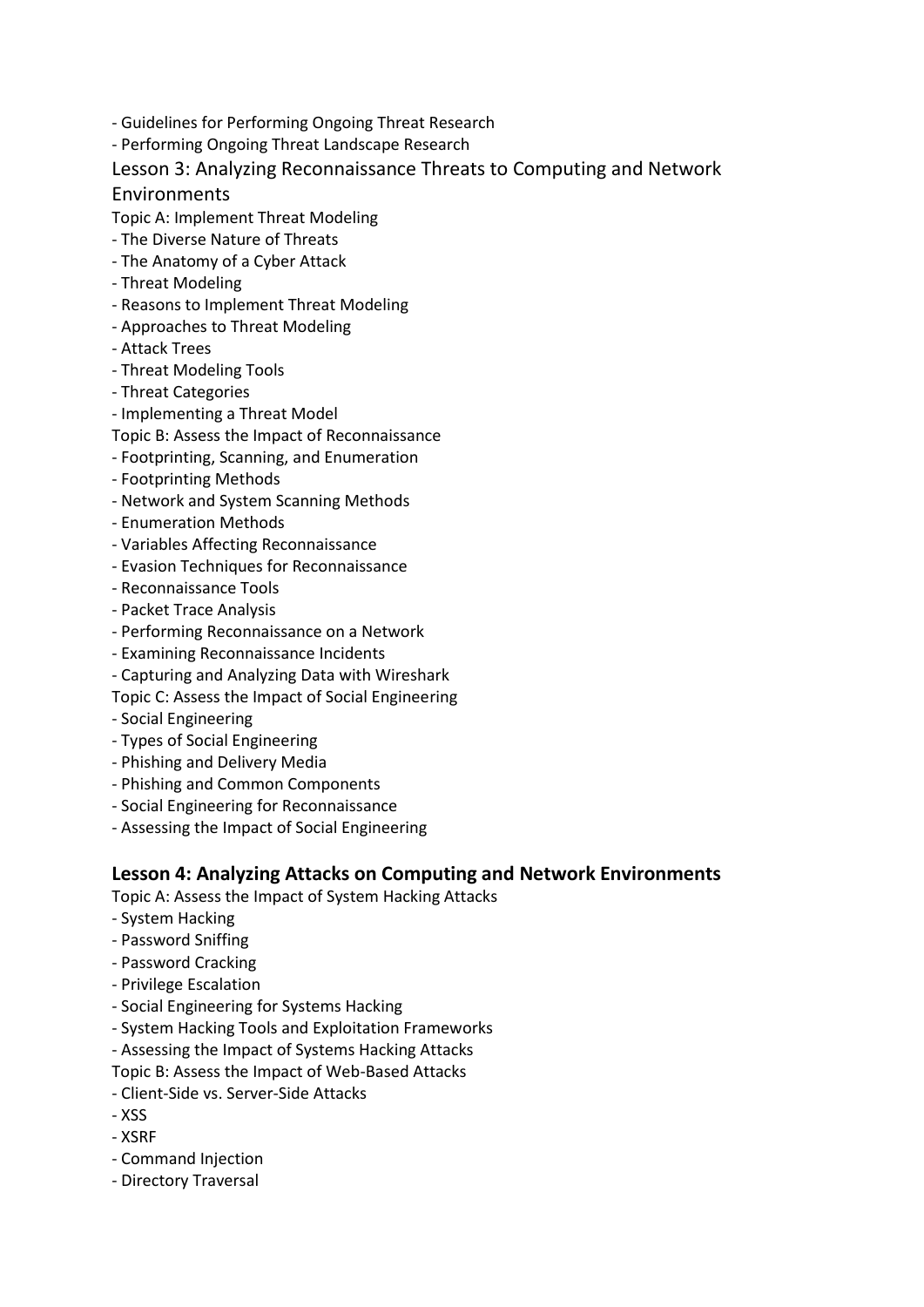- Guidelines for Performing Ongoing Threat Research
- Performing Ongoing Threat Landscape Research

## Lesson 3: Analyzing Reconnaissance Threats to Computing and Network Environments

Topic A: Implement Threat Modeling

- The Diverse Nature of Threats
- The Anatomy of a Cyber Attack
- Threat Modeling
- Reasons to Implement Threat Modeling
- Approaches to Threat Modeling
- Attack Trees
- Threat Modeling Tools
- Threat Categories
- Implementing a Threat Model

Topic B: Assess the Impact of Reconnaissance

- Footprinting, Scanning, and Enumeration
- Footprinting Methods
- Network and System Scanning Methods
- Enumeration Methods
- Variables Affecting Reconnaissance
- Evasion Techniques for Reconnaissance
- Reconnaissance Tools
- Packet Trace Analysis
- Performing Reconnaissance on a Network
- Examining Reconnaissance Incidents
- Capturing and Analyzing Data with Wireshark

Topic C: Assess the Impact of Social Engineering

- Social Engineering
- Types of Social Engineering
- Phishing and Delivery Media
- Phishing and Common Components
- Social Engineering for Reconnaissance
- Assessing the Impact of Social Engineering

## **Lesson 4: Analyzing Attacks on Computing and Network Environments**

Topic A: Assess the Impact of System Hacking Attacks

- System Hacking
- Password Sniffing
- Password Cracking
- Privilege Escalation
- Social Engineering for Systems Hacking
- System Hacking Tools and Exploitation Frameworks
- Assessing the Impact of Systems Hacking Attacks

Topic B: Assess the Impact of Web-Based Attacks

- Client-Side vs. Server-Side Attacks
- XSS
- XSRF
- Command Injection
- Directory Traversal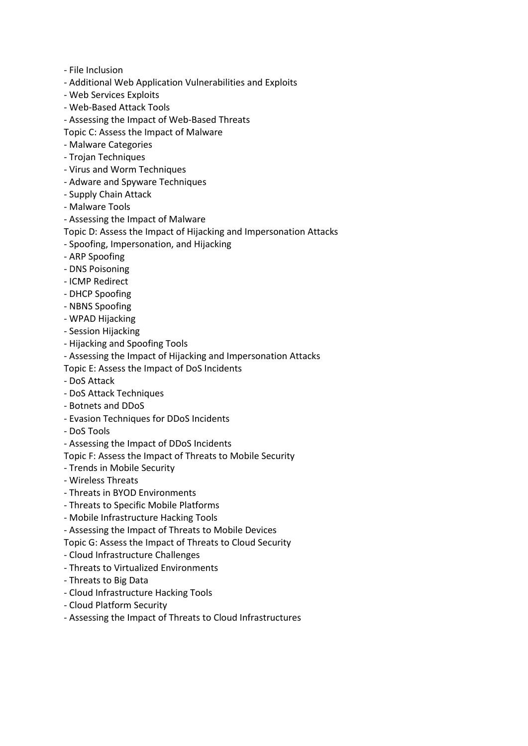- File Inclusion
- Additional Web Application Vulnerabilities and Exploits
- Web Services Exploits
- Web-Based Attack Tools
- Assessing the Impact of Web-Based Threats

Topic C: Assess the Impact of Malware

- Malware Categories
- Trojan Techniques
- Virus and Worm Techniques
- Adware and Spyware Techniques
- Supply Chain Attack
- Malware Tools
- Assessing the Impact of Malware

Topic D: Assess the Impact of Hijacking and Impersonation Attacks

- Spoofing, Impersonation, and Hijacking
- ARP Spoofing
- DNS Poisoning
- ICMP Redirect
- DHCP Spoofing
- NBNS Spoofing
- WPAD Hijacking
- Session Hijacking
- Hijacking and Spoofing Tools
- Assessing the Impact of Hijacking and Impersonation Attacks

Topic E: Assess the Impact of DoS Incidents

- DoS Attack
- DoS Attack Techniques
- Botnets and DDoS
- Evasion Techniques for DDoS Incidents
- DoS Tools
- Assessing the Impact of DDoS Incidents

Topic F: Assess the Impact of Threats to Mobile Security

- Trends in Mobile Security
- Wireless Threats
- Threats in BYOD Environments
- Threats to Specific Mobile Platforms
- Mobile Infrastructure Hacking Tools
- Assessing the Impact of Threats to Mobile Devices

Topic G: Assess the Impact of Threats to Cloud Security

- Cloud Infrastructure Challenges
- Threats to Virtualized Environments
- Threats to Big Data
- Cloud Infrastructure Hacking Tools
- Cloud Platform Security
- Assessing the Impact of Threats to Cloud Infrastructures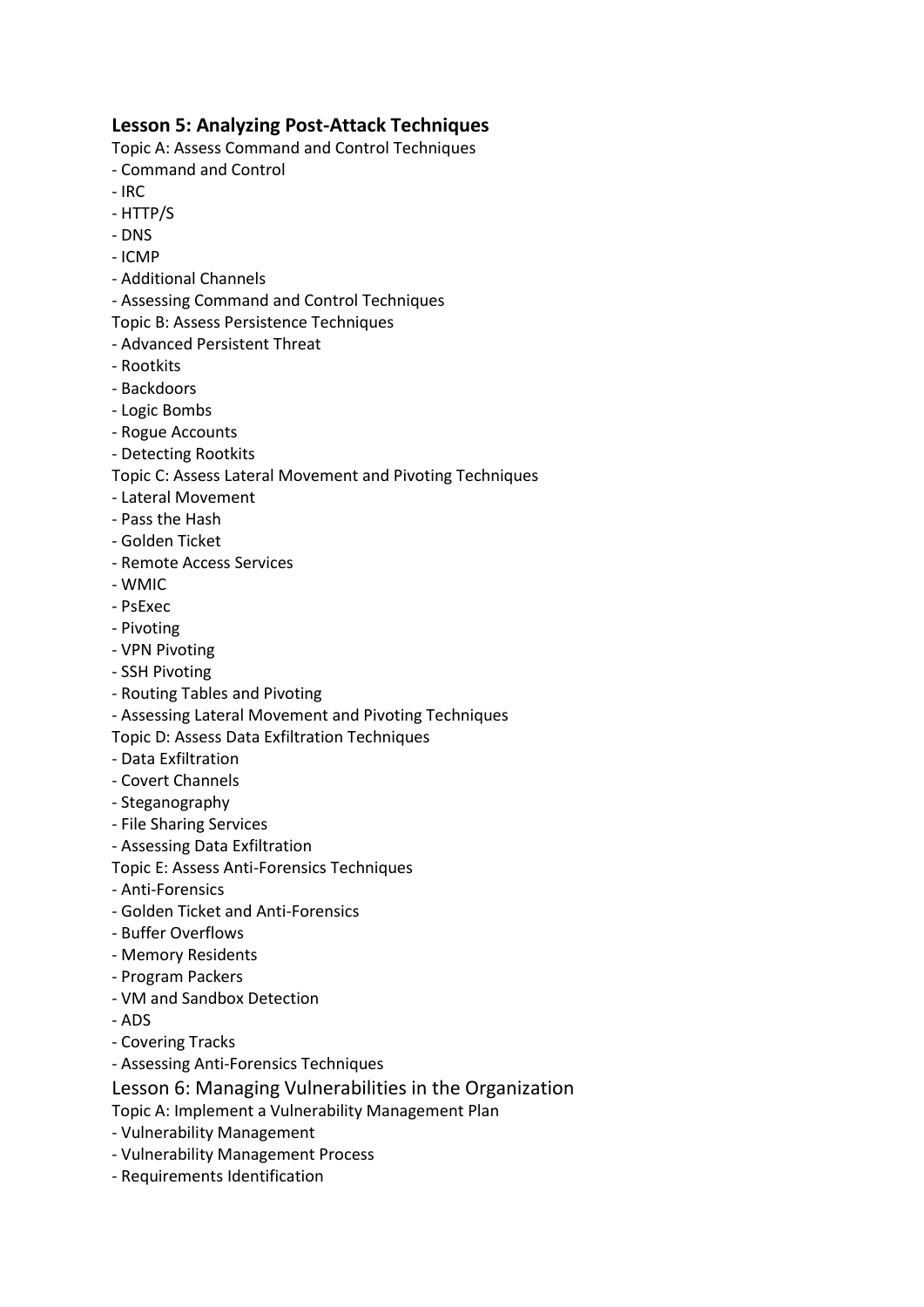## Lesson 5: Analyzing Post-Attack Techniques

Topic A: Assess Command and Control Techniques

- Command and Control
- IRC
- HTTP/S
- DNS
- ICMP
- Additional Channels
- Assessing Command and Control Techniques

Topic B: Assess Persistence Techniques

- Advanced Persistent Threat
- Rootkits
- Backdoors
- Logic Bombs
- Rogue Accounts
- Detecting Rootkits

Topic C: Assess Lateral Movement and Pivoting Techniques

- Lateral Movement
- Pass the Hash
- Golden Ticket
- Remote Access Services
- WMIC
- PsExec
- Pivoting
- VPN Pivoting
- SSH Pivoting
- Routing Tables and Pivoting
- Assessing Lateral Movement and Pivoting Techniques

Topic D: Assess Data Exfiltration Techniques

- Data Exfiltration
- Covert Channels
- Steganography
- File Sharing Services
- Assessing Data Exfiltration

Topic E: Assess Anti-Forensics Techniques

- Anti-Forensics
- Golden Ticket and Anti-Forensics
- Buffer Overflows
- Memory Residents
- Program Packers
- VM and Sandbox Detection
- ADS
- Covering Tracks
- Assessing Anti-Forensics Techniques

## Lesson 6: Managing Vulnerabilities in the Organization

Topic A: Implement a Vulnerability Management Plan

- Vulnerability Management
- Vulnerability Management Process
- Requirements Identification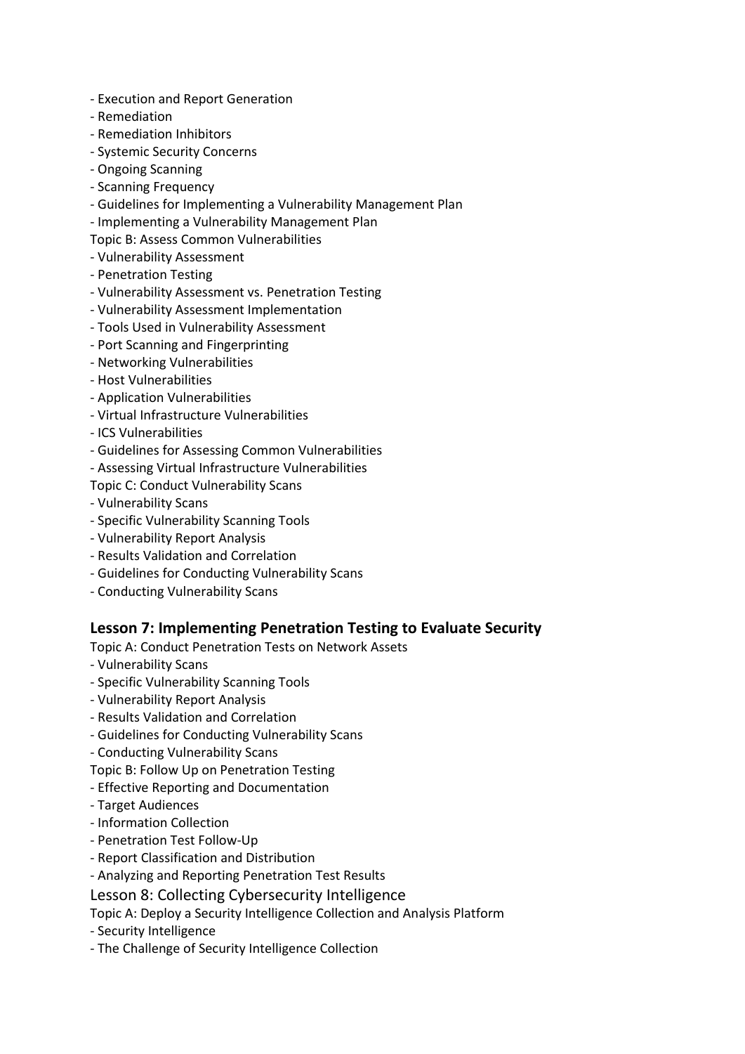- Execution and Report Generation
- Remediation
- Remediation Inhibitors
- Systemic Security Concerns
- Ongoing Scanning
- Scanning Frequency
- Guidelines for Implementing a Vulnerability Management Plan
- Implementing a Vulnerability Management Plan

Topic B: Assess Common Vulnerabilities

- Vulnerability Assessment
- Penetration Testing
- Vulnerability Assessment vs. Penetration Testing
- Vulnerability Assessment Implementation
- Tools Used in Vulnerability Assessment
- Port Scanning and Fingerprinting
- Networking Vulnerabilities
- Host Vulnerabilities
- Application Vulnerabilities
- Virtual Infrastructure Vulnerabilities
- ICS Vulnerabilities
- Guidelines for Assessing Common Vulnerabilities
- Assessing Virtual Infrastructure Vulnerabilities

Topic C: Conduct Vulnerability Scans

- Vulnerability Scans
- Specific Vulnerability Scanning Tools
- Vulnerability Report Analysis
- Results Validation and Correlation
- Guidelines for Conducting Vulnerability Scans
- Conducting Vulnerability Scans

## Lesson 7: Implementing Penetration Testing to Evaluate Security

Topic A: Conduct Penetration Tests on Network Assets

- Vulnerability Scans
- Specific Vulnerability Scanning Tools
- Vulnerability Report Analysis
- Results Validation and Correlation
- Guidelines for Conducting Vulnerability Scans
- Conducting Vulnerability Scans

Topic B: Follow Up on Penetration Testing

- Effective Reporting and Documentation
- Target Audiences
- Information Collection
- Penetration Test Follow-Up
- Report Classification and Distribution
- Analyzing and Reporting Penetration Test Results

Lesson 8: Collecting Cybersecurity Intelligence

Topic A: Deploy a Security Intelligence Collection and Analysis Platform

- Security Intelligence
- The Challenge of Security Intelligence Collection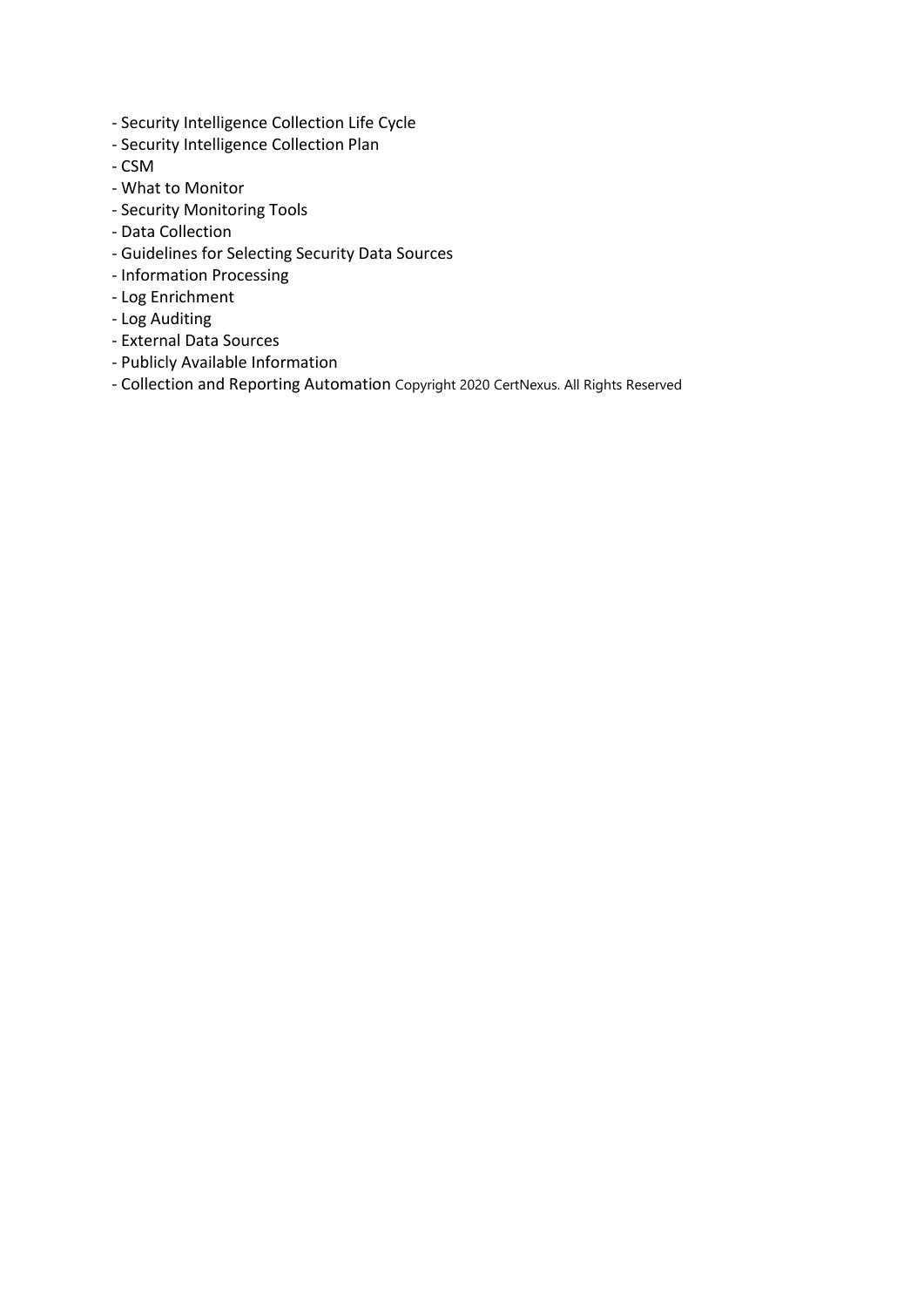- Security Intelligence Collection Life Cycle
- Security Intelligence Collection Plan
- CSM
- What to Monitor
- Security Monitoring Tools
- Data Collection
- Guidelines for Selecting Security Data Sources
- Information Processing
- Log Enrichment
- Log Auditing
- External Data Sources
- Publicly Available Information
- Collection and Reporting Automation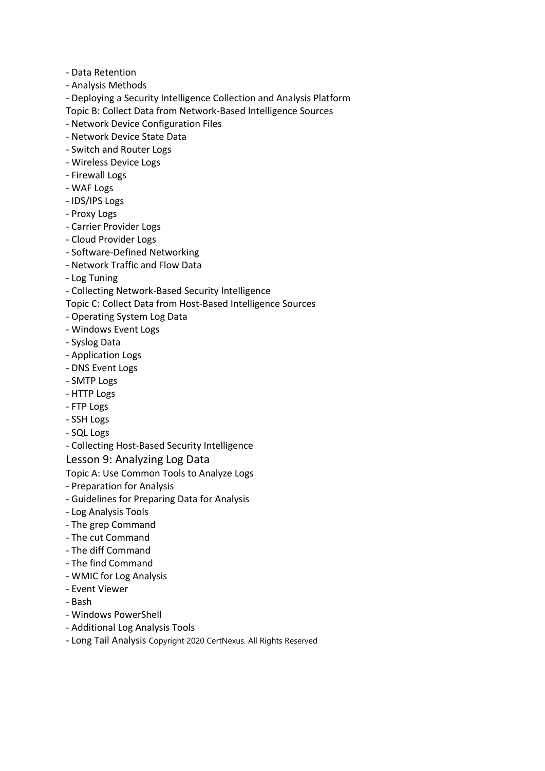- Data Retention
- Analysis Methods
- Deploying a Security Intelligence Collection and Analysis Platform

Topic B: Collect Data from Network-Based Intelligence Sources

- Network Device Configuration Files
- Network Device State Data
- Switch and Router Logs
- Wireless Device Logs
- Firewall Logs
- WAF Logs
- IDS/IPS Logs
- Proxy Logs
- Carrier Provider Logs
- Cloud Provider Logs
- Software-Defined Networking
- Network Traffic and Flow Data
- Log Tuning
- Collecting Network-Based Security Intelligence

Topic C: Collect Data from Host-Based Intelligence Sources

- Operating System Log Data
- Windows Event Logs
- Syslog Data
- Application Logs
- DNS Event Logs
- SMTP Logs
- HTTP Logs
- FTP Logs
- SSH Logs
- SQL Logs
- Collecting Host-Based Security Intelligence

## Lesson 9: Analyzing Log Data

Topic A: Use Common Tools to Analyze Logs

- Preparation for Analysis
- Guidelines for Preparing Data for Analysis
- Log Analysis Tools
- The grep Command
- The cut Command
- The diff Command
- The find Command
- WMIC for Log Analysis
- Event Viewer
- Bash
- Windows PowerShell
- Additional Log Analysis Tools
- Long Tail Analysis Copyright 2020 CertNexus. All Rights Reserved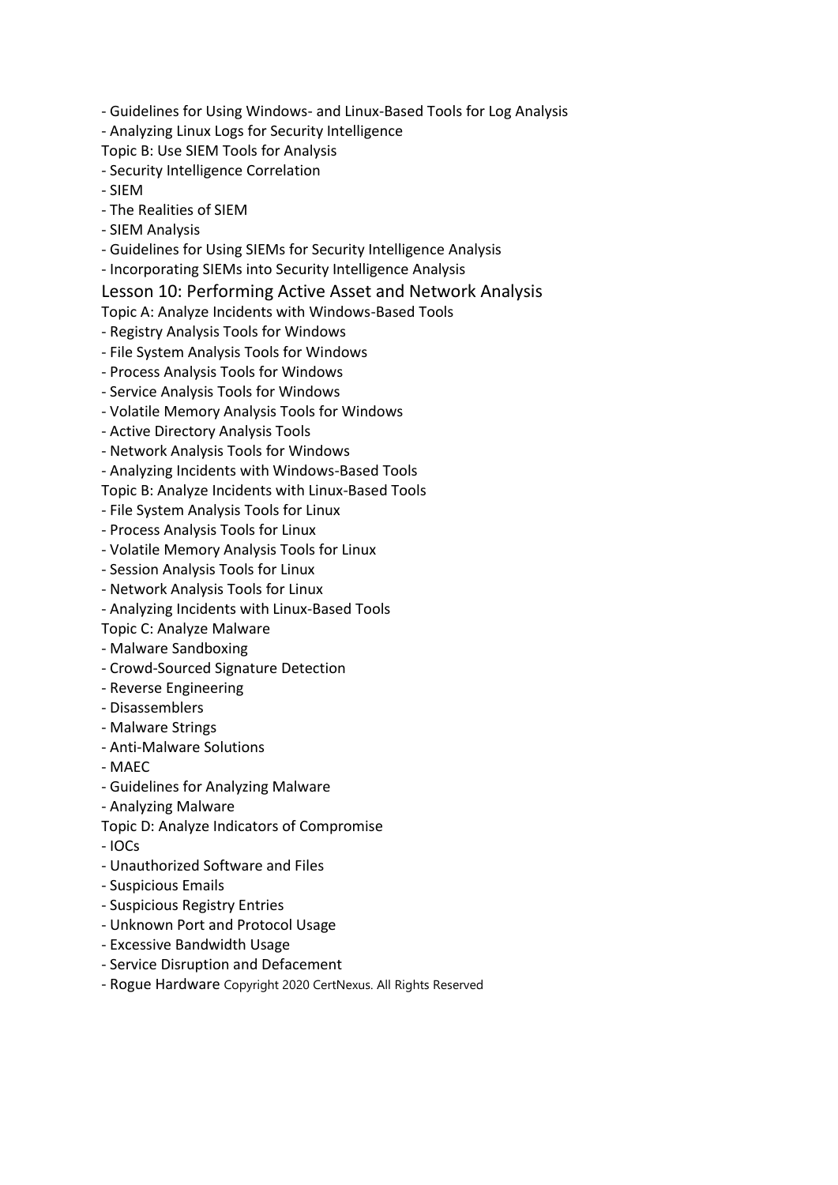- Guidelines for Using Windows- and Linux-Based Tools for Log Analysis
- Analyzing Linux Logs for Security Intelligence

Topic B: Use SIEM Tools for Analysis

- Security Intelligence Correlation
- SIEM
- The Realities of SIEM
- SIEM Analysis
- Guidelines for Using SIEMs for Security Intelligence Analysis
- Incorporating SIEMs into Security Intelligence Analysis

## Lesson 10: Performing Active Asset and Network Analysis

Topic A: Analyze Incidents with Windows-Based Tools

- Registry Analysis Tools for Windows
- File System Analysis Tools for Windows
- Process Analysis Tools for Windows
- Service Analysis Tools for Windows
- Volatile Memory Analysis Tools for Windows
- Active Directory Analysis Tools
- Network Analysis Tools for Windows
- Analyzing Incidents with Windows-Based Tools

Topic B: Analyze Incidents with Linux-Based Tools

- File System Analysis Tools for Linux
- Process Analysis Tools for Linux
- Volatile Memory Analysis Tools for Linux
- Session Analysis Tools for Linux
- Network Analysis Tools for Linux
- Analyzing Incidents with Linux-Based Tools

Topic C: Analyze Malware

- Malware Sandboxing
- Crowd-Sourced Signature Detection
- Reverse Engineering
- Disassemblers
- Malware Strings
- Anti-Malware Solutions
- MAEC
- Guidelines for Analyzing Malware
- Analyzing Malware

Topic D: Analyze Indicators of Compromise

- IOCs
- Unauthorized Software and Files
- Suspicious Emails
- Suspicious Registry Entries
- Unknown Port and Protocol Usage
- Excessive Bandwidth Usage
- Service Disruption and Defacement
- Rogue Hardware

Copyright 2020 CertNexus. All Rights Reserved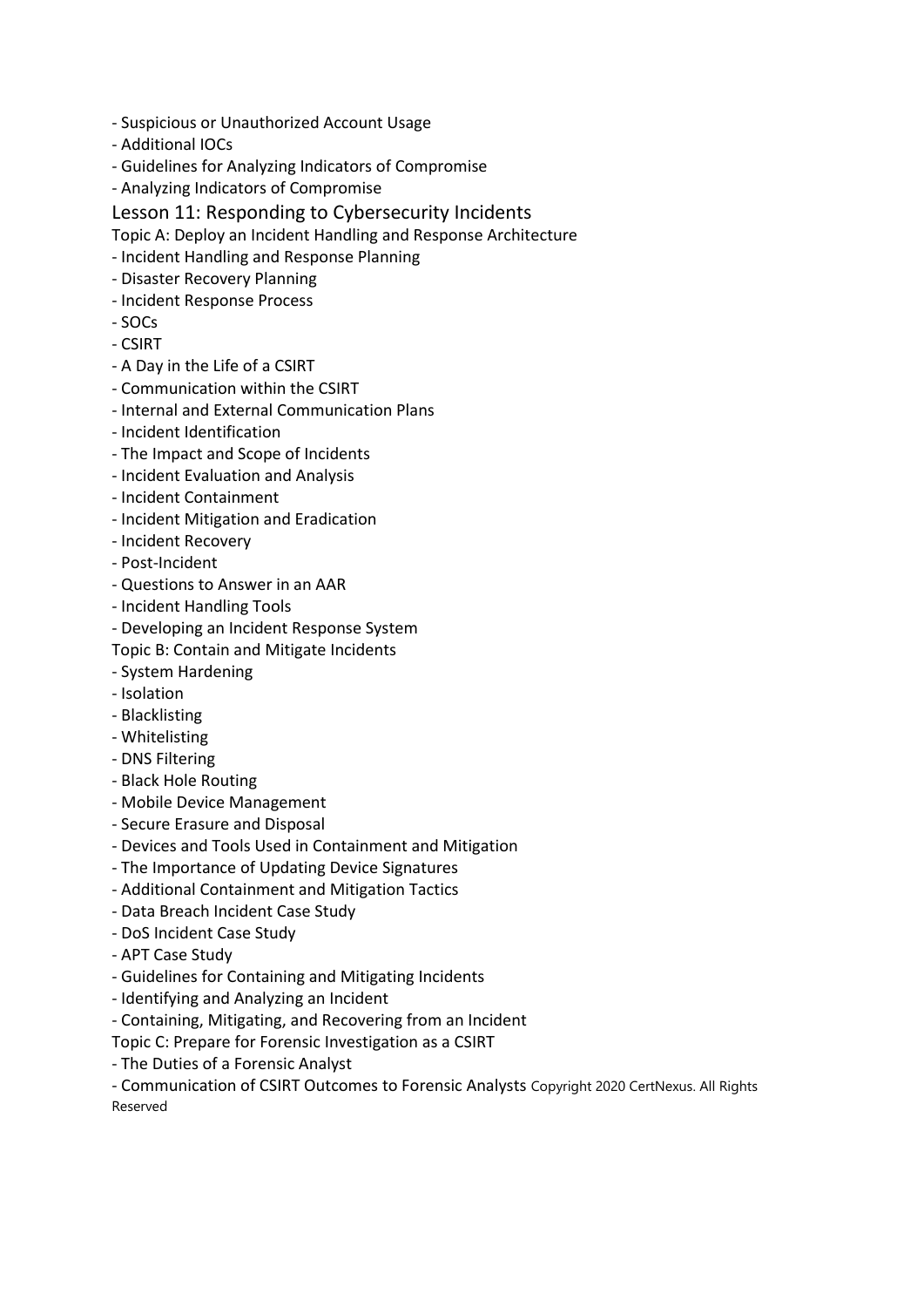- Suspicious or Unauthorized Account Usage
- Additional IOCs
- Guidelines for Analyzing Indicators of Compromise
- Analyzing Indicators of Compromise

## Lesson 11: Responding to Cybersecurity Incidents

Topic A: Deploy an Incident Handling and Response Architecture

- Incident Handling and Response Planning
- Disaster Recovery Planning
- Incident Response Process
- SOCs
- CSIRT
- A Day in the Life of a CSIRT
- Communication within the CSIRT
- Internal and External Communication Plans
- Incident Identification
- The Impact and Scope of Incidents
- Incident Evaluation and Analysis
- Incident Containment
- Incident Mitigation and Eradication
- Incident Recovery
- Post-Incident
- Questions to Answer in an AAR
- Incident Handling Tools
- Developing an Incident Response System

Topic B: Contain and Mitigate Incidents

- System Hardening
- Isolation
- Blacklisting
- Whitelisting
- DNS Filtering
- Black Hole Routing
- Mobile Device Management
- Secure Erasure and Disposal
- Devices and Tools Used in Containment and Mitigation
- The Importance of Updating Device Signatures
- Additional Containment and Mitigation Tactics
- Data Breach Incident Case Study
- DoS Incident Case Study
- APT Case Study
- Guidelines for Containing and Mitigating Incidents
- Identifying and Analyzing an Incident
- Containing, Mitigating, and Recovering from an Incident

Topic C: Prepare for Forensic Investigation as a CSIRT

- The Duties of a Forensic Analyst
- Communication of CSIRT Outcomes to Forensic Analysts Copyright 2020 CertNexus. All Rights Reserved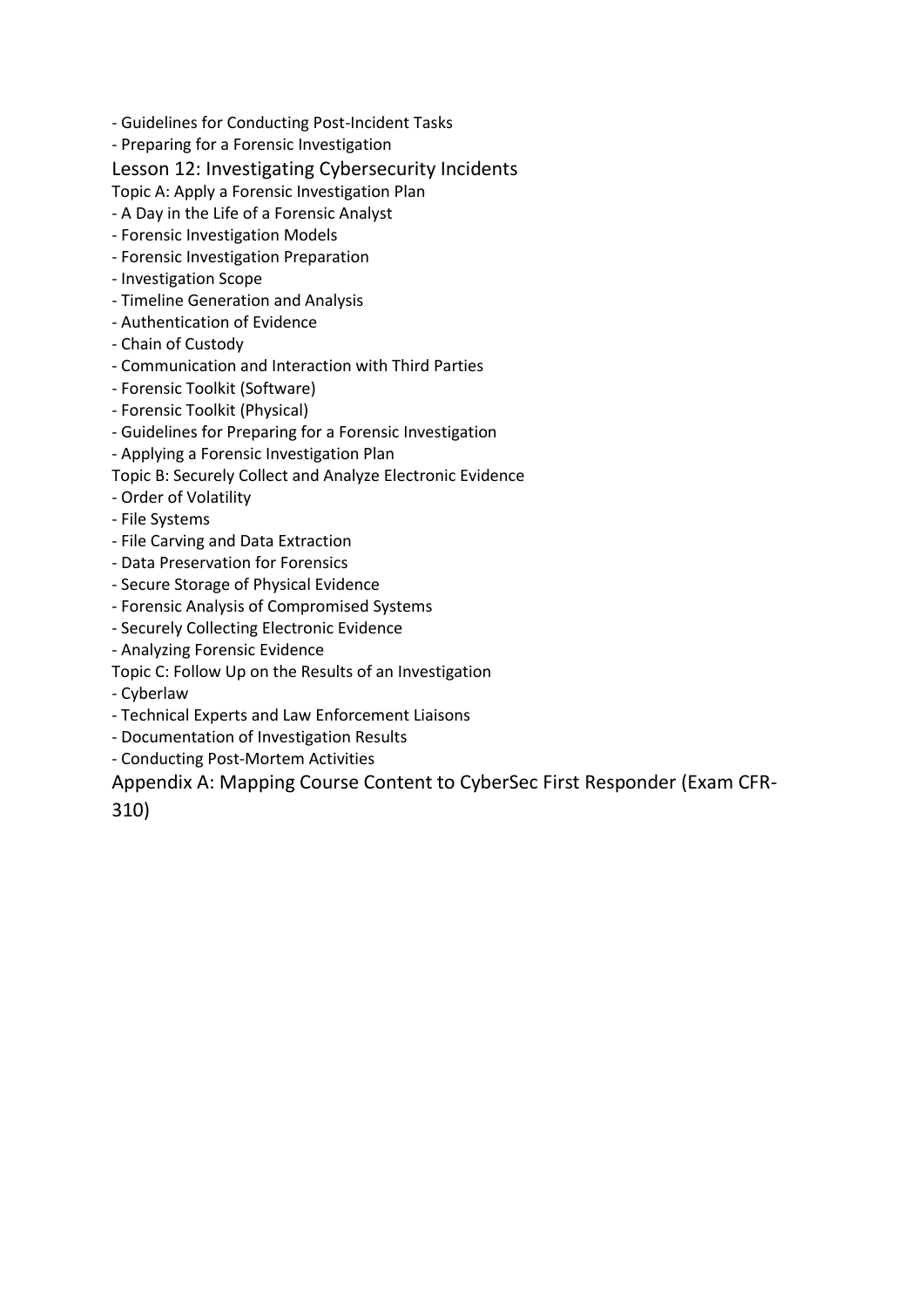- Guidelines for Conducting Post-Incident Tasks
- Preparing for a Forensic Investigation

## Lesson 12: Investigating Cybersecurity Incidents

Topic A: Apply a Forensic Investigation Plan

- A Day in the Life of a Forensic Analyst
- Forensic Investigation Models
- Forensic Investigation Preparation
- Investigation Scope
- Timeline Generation and Analysis
- Authentication of Evidence
- Chain of Custody
- Communication and Interaction with Third Parties
- Forensic Toolkit (Software)
- Forensic Toolkit (Physical)
- Guidelines for Preparing for a Forensic Investigation
- Applying a Forensic Investigation Plan

Topic B: Securely Collect and Analyze Electronic Evidence

- Order of Volatility
- File Systems
- File Carving and Data Extraction
- Data Preservation for Forensics
- Secure Storage of Physical Evidence
- Forensic Analysis of Compromised Systems
- Securely Collecting Electronic Evidence
- Analyzing Forensic Evidence

Topic C: Follow Up on the Results of an Investigation

- Cyberlaw
- Technical Experts and Law Enforcement Liaisons
- Documentation of Investigation Results
- Conducting Post-Mortem Activities

## Appendix A: Mapping Course Content to CyberSec First Responder (Exam CFR-310)